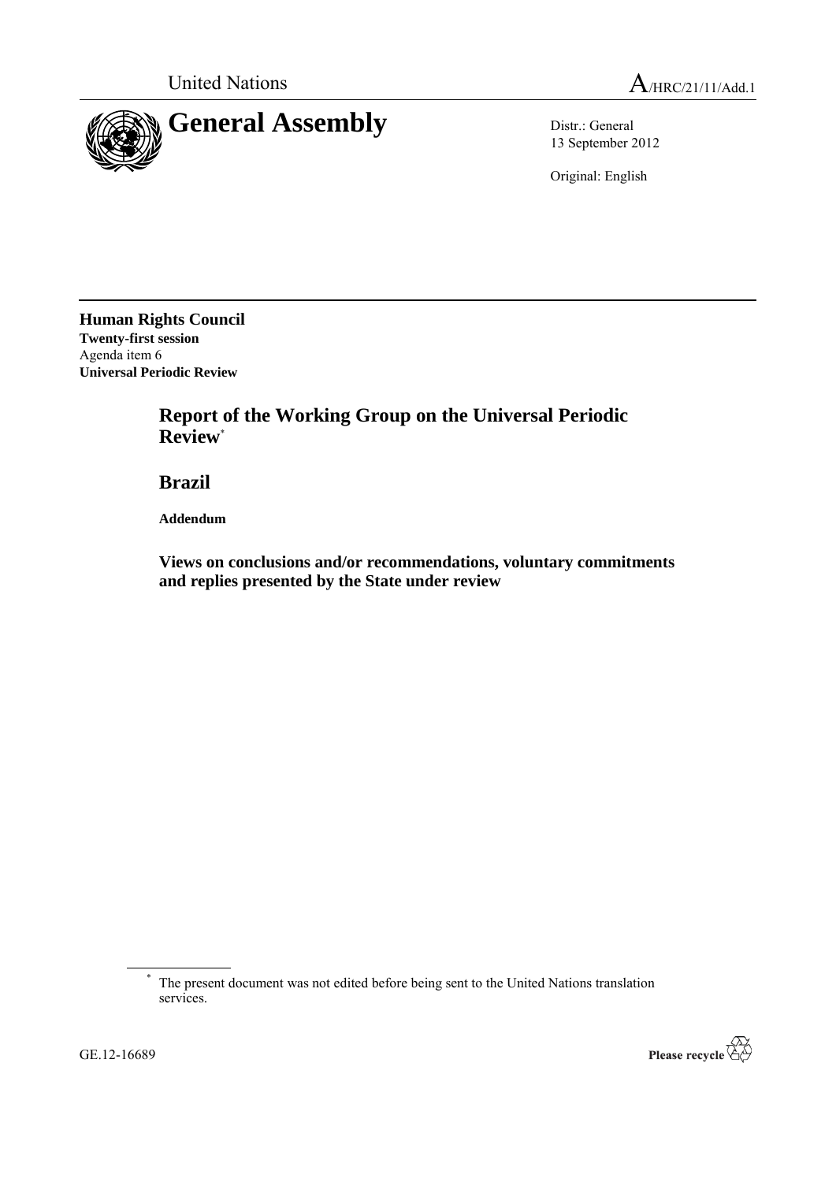United Nations A/HRC/21/11/Add.1

# General Assembly

Distr.: General
13 September 2012

Original: English

**Human Rights Council**
**Twenty-first session**
Agenda item 6
**Universal Periodic Review**

## Report of the Working Group on the Universal Periodic Review*

## Brazil

**Addendum**

### Views on conclusions and/or recommendations, voluntary commitments and replies presented by the State under review

\* The present document was not edited before being sent to the United Nations translation services.

GE.12-16689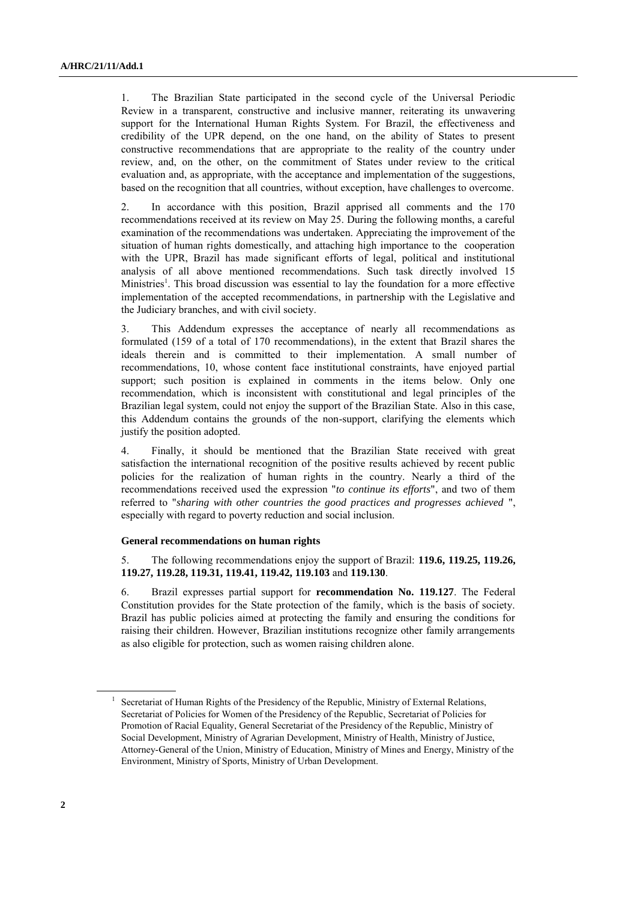1. The Brazilian State participated in the second cycle of the Universal Periodic Review in a transparent, constructive and inclusive manner, reiterating its unwavering support for the International Human Rights System. For Brazil, the effectiveness and credibility of the UPR depend, on the one hand, on the ability of States to present constructive recommendations that are appropriate to the reality of the country under review, and, on the other, on the commitment of States under review to the critical evaluation and, as appropriate, with the acceptance and implementation of the suggestions, based on the recognition that all countries, without exception, have challenges to overcome.

2. In accordance with this position, Brazil apprised all comments and the 170 recommendations received at its review on May 25. During the following months, a careful examination of the recommendations was undertaken. Appreciating the improvement of the situation of human rights domestically, and attaching high importance to the cooperation with the UPR, Brazil has made significant efforts of legal, political and institutional analysis of all above mentioned recommendations. Such task directly involved 15 Ministries[1]. This broad discussion was essential to lay the foundation for a more effective implementation of the accepted recommendations, in partnership with the Legislative and the Judiciary branches, and with civil society.

3. This Addendum expresses the acceptance of nearly all recommendations as formulated (159 of a total of 170 recommendations), in the extent that Brazil shares the ideals therein and is committed to their implementation. A small number of recommendations, 10, whose content face institutional constraints, have enjoyed partial support; such position is explained in comments in the items below. Only one recommendation, which is inconsistent with constitutional and legal principles of the Brazilian legal system, could not enjoy the support of the Brazilian State. Also in this case, this Addendum contains the grounds of the non-support, clarifying the elements which justify the position adopted.

4. Finally, it should be mentioned that the Brazilian State received with great satisfaction the international recognition of the positive results achieved by recent public policies for the realization of human rights in the country. Nearly a third of the recommendations received used the expression "*to continue its efforts*", and two of them referred to "*sharing with other countries the good practices and progresses achieved* ", especially with regard to poverty reduction and social inclusion.

**General recommendations on human rights**

5. The following recommendations enjoy the support of Brazil: **119.6, 119.25, 119.26, 119.27, 119.28, 119.31, 119.41, 119.42, 119.103** and **119.130**.

6. Brazil expresses partial support for **recommendation No. 119.127**. The Federal Constitution provides for the State protection of the family, which is the basis of society. Brazil has public policies aimed at protecting the family and ensuring the conditions for raising their children. However, Brazilian institutions recognize other family arrangements as also eligible for protection, such as women raising children alone.

[1] Secretariat of Human Rights of the Presidency of the Republic, Ministry of External Relations, Secretariat of Policies for Women of the Presidency of the Republic, Secretariat of Policies for Promotion of Racial Equality, General Secretariat of the Presidency of the Republic, Ministry of Social Development, Ministry of Agrarian Development, Ministry of Health, Ministry of Justice, Attorney-General of the Union, Ministry of Education, Ministry of Mines and Energy, Ministry of the Environment, Ministry of Sports, Ministry of Urban Development.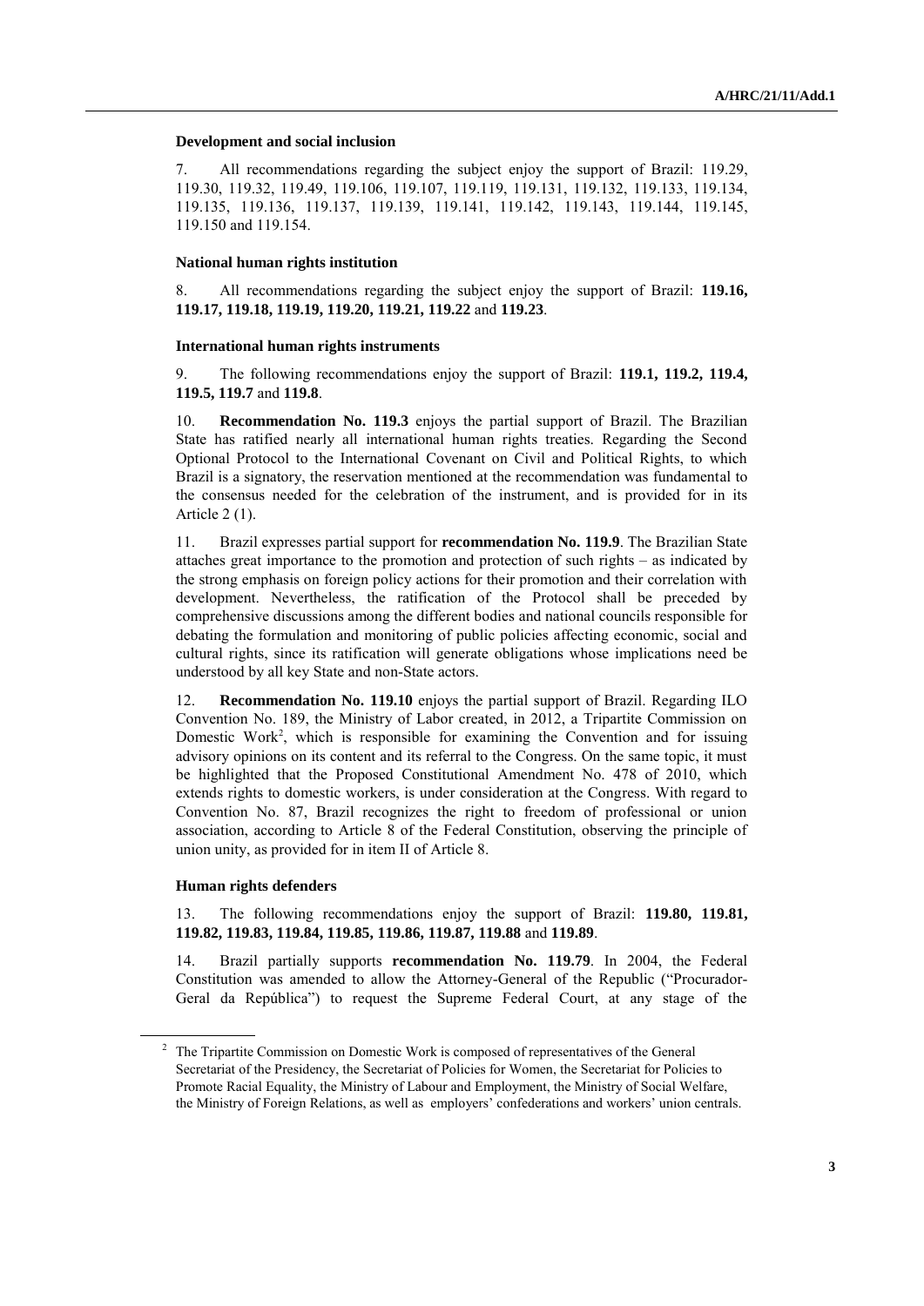### Development and social inclusion

7. All recommendations regarding the subject enjoy the support of Brazil: 119.29, 119.30, 119.32, 119.49, 119.106, 119.107, 119.119, 119.131, 119.132, 119.133, 119.134, 119.135, 119.136, 119.137, 119.139, 119.141, 119.142, 119.143, 119.144, 119.145, 119.150 and 119.154.

### National human rights institution

8. All recommendations regarding the subject enjoy the support of Brazil: **119.16, 119.17, 119.18, 119.19, 119.20, 119.21, 119.22** and **119.23**.

### International human rights instruments

9. The following recommendations enjoy the support of Brazil: **119.1, 119.2, 119.4, 119.5, 119.7** and **119.8**.

10. **Recommendation No. 119.3** enjoys the partial support of Brazil. The Brazilian State has ratified nearly all international human rights treaties. Regarding the Second Optional Protocol to the International Covenant on Civil and Political Rights, to which Brazil is a signatory, the reservation mentioned at the recommendation was fundamental to the consensus needed for the celebration of the instrument, and is provided for in its Article 2 (1).

11. Brazil expresses partial support for **recommendation No. 119.9**. The Brazilian State attaches great importance to the promotion and protection of such rights – as indicated by the strong emphasis on foreign policy actions for their promotion and their correlation with development. Nevertheless, the ratification of the Protocol shall be preceded by comprehensive discussions among the different bodies and national councils responsible for debating the formulation and monitoring of public policies affecting economic, social and cultural rights, since its ratification will generate obligations whose implications need be understood by all key State and non-State actors.

12. **Recommendation No. 119.10** enjoys the partial support of Brazil. Regarding ILO Convention No. 189, the Ministry of Labor created, in 2012, a Tripartite Commission on Domestic Work[2], which is responsible for examining the Convention and for issuing advisory opinions on its content and its referral to the Congress. On the same topic, it must be highlighted that the Proposed Constitutional Amendment No. 478 of 2010, which extends rights to domestic workers, is under consideration at the Congress. With regard to Convention No. 87, Brazil recognizes the right to freedom of professional or union association, according to Article 8 of the Federal Constitution, observing the principle of union unity, as provided for in item II of Article 8.

### Human rights defenders

13. The following recommendations enjoy the support of Brazil: **119.80, 119.81, 119.82, 119.83, 119.84, 119.85, 119.86, 119.87, 119.88** and **119.89**.

14. Brazil partially supports **recommendation No. 119.79**. In 2004, the Federal Constitution was amended to allow the Attorney-General of the Republic ("Procurador-Geral da República") to request the Supreme Federal Court, at any stage of the

---

[2] The Tripartite Commission on Domestic Work is composed of representatives of the General Secretariat of the Presidency, the Secretariat of Policies for Women, the Secretariat for Policies to Promote Racial Equality, the Ministry of Labour and Employment, the Ministry of Social Welfare, the Ministry of Foreign Relations, as well as employers' confederations and workers' union centrals.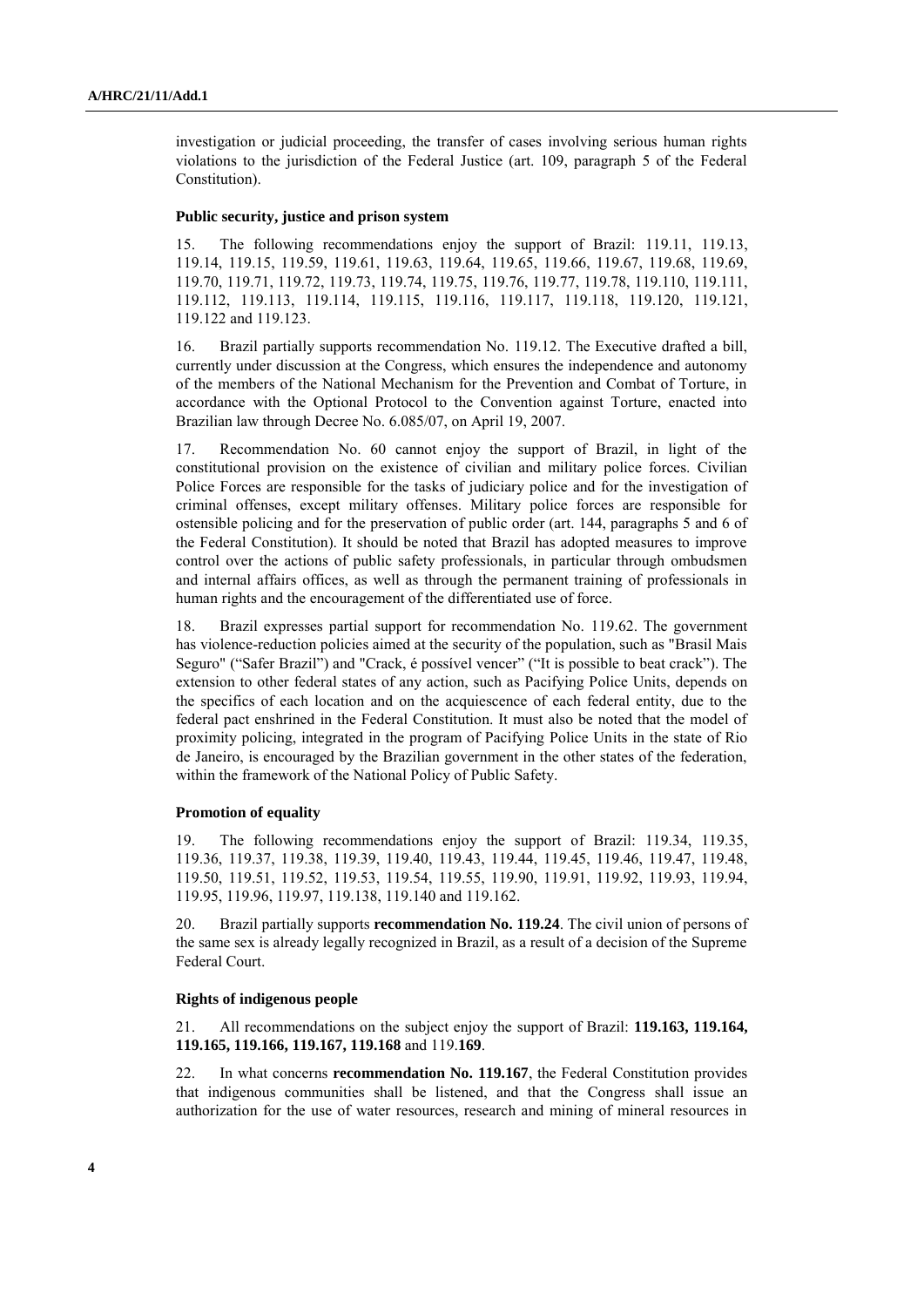investigation or judicial proceeding, the transfer of cases involving serious human rights violations to the jurisdiction of the Federal Justice (art. 109, paragraph 5 of the Federal Constitution).

### Public security, justice and prison system

15. The following recommendations enjoy the support of Brazil: 119.11, 119.13, 119.14, 119.15, 119.59, 119.61, 119.63, 119.64, 119.65, 119.66, 119.67, 119.68, 119.69, 119.70, 119.71, 119.72, 119.73, 119.74, 119.75, 119.76, 119.77, 119.78, 119.110, 119.111, 119.112, 119.113, 119.114, 119.115, 119.116, 119.117, 119.118, 119.120, 119.121, 119.122 and 119.123.

16. Brazil partially supports recommendation No. 119.12. The Executive drafted a bill, currently under discussion at the Congress, which ensures the independence and autonomy of the members of the National Mechanism for the Prevention and Combat of Torture, in accordance with the Optional Protocol to the Convention against Torture, enacted into Brazilian law through Decree No. 6.085/07, on April 19, 2007.

17. Recommendation No. 60 cannot enjoy the support of Brazil, in light of the constitutional provision on the existence of civilian and military police forces. Civilian Police Forces are responsible for the tasks of judiciary police and for the investigation of criminal offenses, except military offenses. Military police forces are responsible for ostensible policing and for the preservation of public order (art. 144, paragraphs 5 and 6 of the Federal Constitution). It should be noted that Brazil has adopted measures to improve control over the actions of public safety professionals, in particular through ombudsmen and internal affairs offices, as well as through the permanent training of professionals in human rights and the encouragement of the differentiated use of force.

18. Brazil expresses partial support for recommendation No. 119.62. The government has violence-reduction policies aimed at the security of the population, such as "Brasil Mais Seguro" ("Safer Brazil") and "Crack, é possível vencer" ("It is possible to beat crack"). The extension to other federal states of any action, such as Pacifying Police Units, depends on the specifics of each location and on the acquiescence of each federal entity, due to the federal pact enshrined in the Federal Constitution. It must also be noted that the model of proximity policing, integrated in the program of Pacifying Police Units in the state of Rio de Janeiro, is encouraged by the Brazilian government in the other states of the federation, within the framework of the National Policy of Public Safety.

### Promotion of equality

19. The following recommendations enjoy the support of Brazil: 119.34, 119.35, 119.36, 119.37, 119.38, 119.39, 119.40, 119.43, 119.44, 119.45, 119.46, 119.47, 119.48, 119.50, 119.51, 119.52, 119.53, 119.54, 119.55, 119.90, 119.91, 119.92, 119.93, 119.94, 119.95, 119.96, 119.97, 119.138, 119.140 and 119.162.

20. Brazil partially supports **recommendation No. 119.24**. The civil union of persons of the same sex is already legally recognized in Brazil, as a result of a decision of the Supreme Federal Court.

### Rights of indigenous people

21. All recommendations on the subject enjoy the support of Brazil: **119.163, 119.164, 119.165, 119.166, 119.167, 119.168** and 119.**169**.

22. In what concerns **recommendation No. 119.167**, the Federal Constitution provides that indigenous communities shall be listened, and that the Congress shall issue an authorization for the use of water resources, research and mining of mineral resources in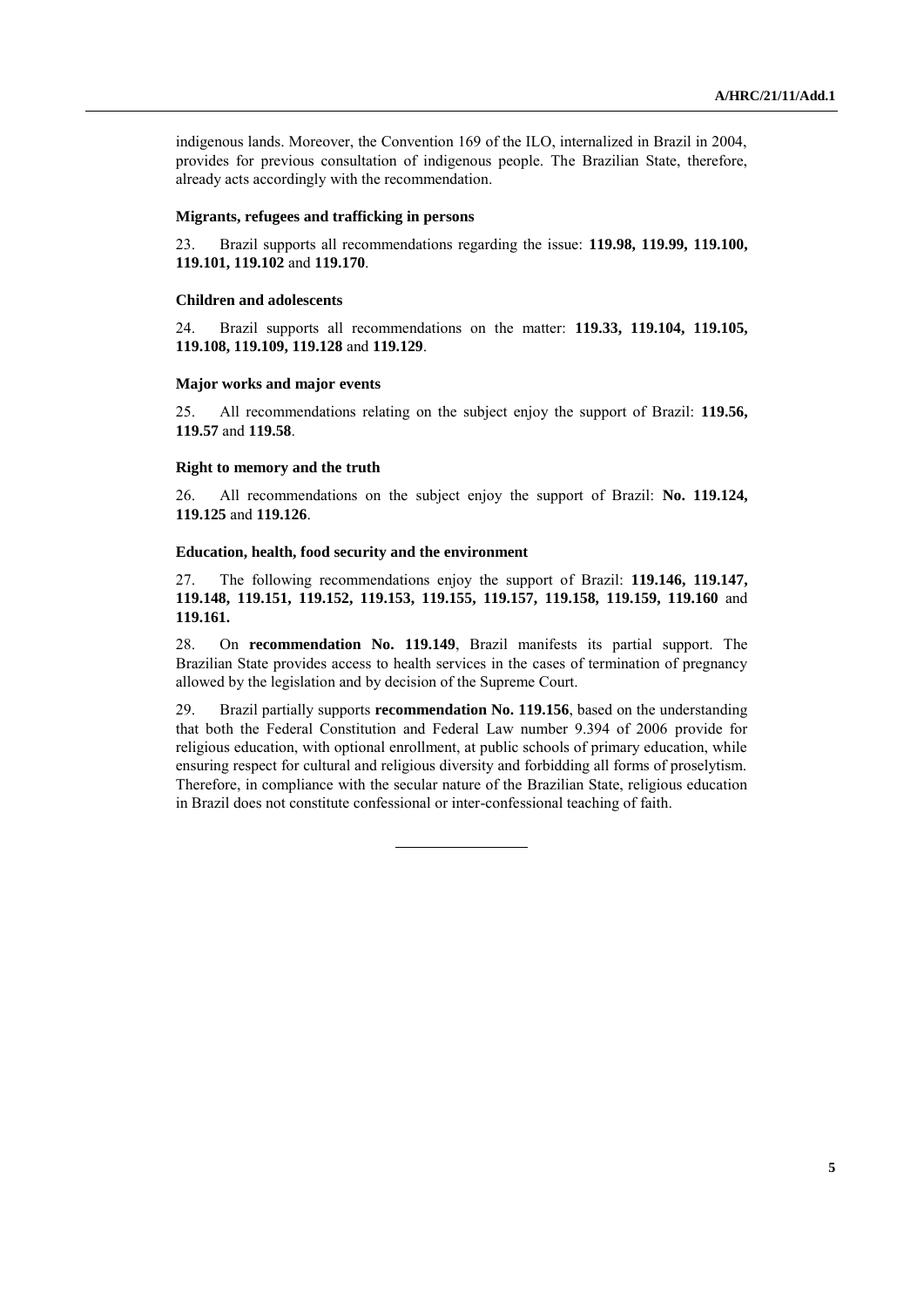indigenous lands. Moreover, the Convention 169 of the ILO, internalized in Brazil in 2004, provides for previous consultation of indigenous people. The Brazilian State, therefore, already acts accordingly with the recommendation.

### Migrants, refugees and trafficking in persons

23. Brazil supports all recommendations regarding the issue: **119.98, 119.99, 119.100, 119.101, 119.102** and **119.170**.

### Children and adolescents

24. Brazil supports all recommendations on the matter: **119.33, 119.104, 119.105, 119.108, 119.109, 119.128** and **119.129**.

### Major works and major events

25. All recommendations relating on the subject enjoy the support of Brazil: **119.56, 119.57** and **119.58**.

### Right to memory and the truth

26. All recommendations on the subject enjoy the support of Brazil: **No. 119.124, 119.125** and **119.126**.

### Education, health, food security and the environment

27. The following recommendations enjoy the support of Brazil: **119.146, 119.147, 119.148, 119.151, 119.152, 119.153, 119.155, 119.157, 119.158, 119.159, 119.160** and **119.161.**

28. On **recommendation No. 119.149**, Brazil manifests its partial support. The Brazilian State provides access to health services in the cases of termination of pregnancy allowed by the legislation and by decision of the Supreme Court.

29. Brazil partially supports **recommendation No. 119.156**, based on the understanding that both the Federal Constitution and Federal Law number 9.394 of 2006 provide for religious education, with optional enrollment, at public schools of primary education, while ensuring respect for cultural and religious diversity and forbidding all forms of proselytism. Therefore, in compliance with the secular nature of the Brazilian State, religious education in Brazil does not constitute confessional or inter-confessional teaching of faith.